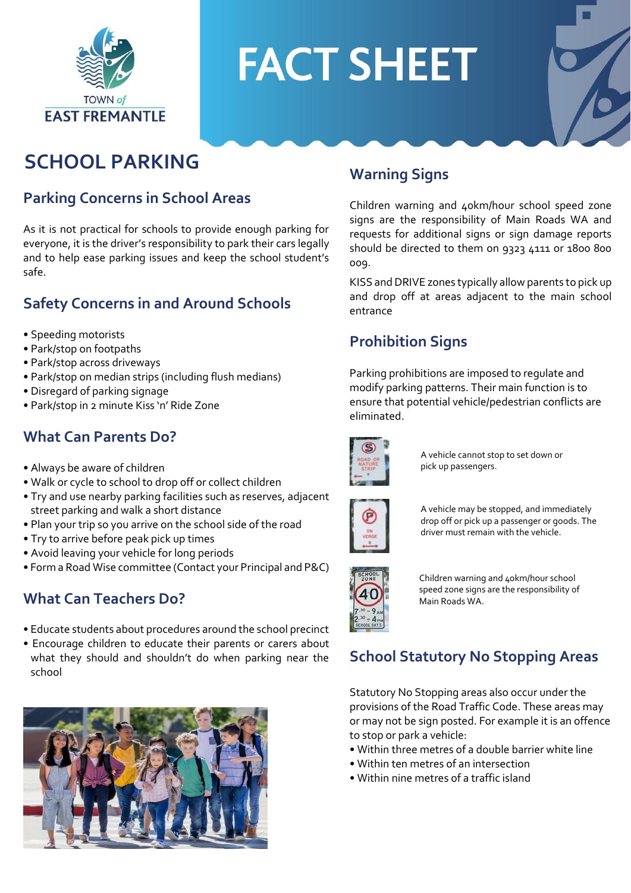TOWN of EAST FREMANTLE

# FACT SHEET

# SCHOOL PARKING

## Parking Concerns in School Areas

As it is not practical for schools to provide enough parking for everyone, it is the driver's responsibility to park their cars legally and to help ease parking issues and keep the school student's safe.

## Safety Concerns in and Around Schools

- Speeding motorists
- Park/stop on footpaths
- Park/stop across driveways
- Park/stop on median strips (including flush medians)
- Disregard of parking signage
- Park/stop in 2 minute Kiss 'n' Ride Zone

## What Can Parents Do?

- Always be aware of children
- Walk or cycle to school to drop off or collect children
- Try and use nearby parking facilities such as reserves, adjacent street parking and walk a short distance
- Plan your trip so you arrive on the school side of the road
- Try to arrive before peak pick up times
- Avoid leaving your vehicle for long periods
- Form a Road Wise committee (Contact your Principal and P&C)

## What Can Teachers Do?

- Educate students about procedures around the school precinct
- Encourage children to educate their parents or carers about what they should and shouldn't do when parking near the school

## Warning Signs

Children warning and 40km/hour school speed zone signs are the responsibility of Main Roads WA and requests for additional signs or sign damage reports should be directed to them on 9323 4111 or 1800 800 009.

KISS and DRIVE zones typically allow parents to pick up and drop off at areas adjacent to the main school entrance

## Prohibition Signs

Parking prohibitions are imposed to regulate and modify parking patterns. Their main function is to ensure that potential vehicle/pedestrian conflicts are eliminated.

A vehicle cannot stop to set down or pick up passengers.

A vehicle may be stopped, and immediately drop off or pick up a passenger or goods. The driver must remain with the vehicle.

Children warning and 40km/hour school speed zone signs are the responsibility of Main Roads WA.

## School Statutory No Stopping Areas

Statutory No Stopping areas also occur under the provisions of the Road Traffic Code. These areas may or may not be sign posted. For example it is an offence to stop or park a vehicle:

- Within three metres of a double barrier white line
- Within ten metres of an intersection
- Within nine metres of a traffic island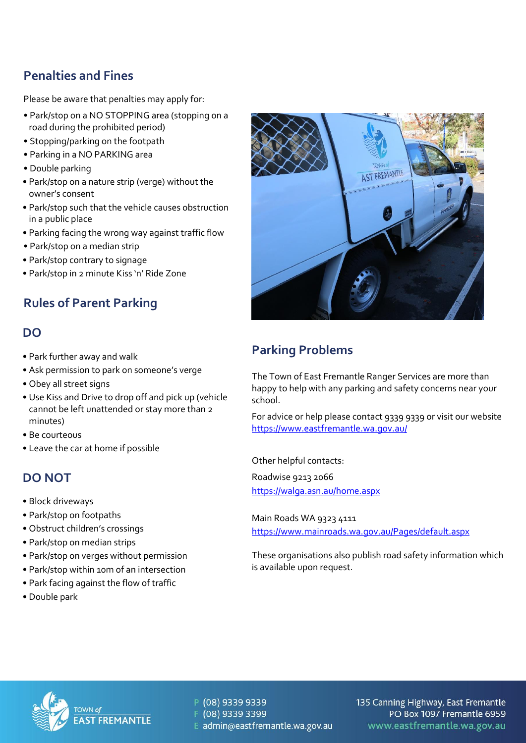## Penalties and Fines

Please be aware that penalties may apply for:

- Park/stop on a NO STOPPING area (stopping on a road during the prohibited period)
- Stopping/parking on the footpath
- Parking in a NO PARKING area
- Double parking
- Park/stop on a nature strip (verge) without the owner's consent
- Park/stop such that the vehicle causes obstruction in a public place
- Parking facing the wrong way against traffic flow
- Park/stop on a median strip
- Park/stop contrary to signage
- Park/stop in 2 minute Kiss 'n' Ride Zone

## Rules of Parent Parking

### DO

- Park further away and walk
- Ask permission to park on someone's verge
- Obey all street signs
- Use Kiss and Drive to drop off and pick up (vehicle cannot be left unattended or stay more than 2 minutes)
- Be courteous
- Leave the car at home if possible

### DO NOT

- Block driveways
- Park/stop on footpaths
- Obstruct children's crossings
- Park/stop on median strips
- Park/stop on verges without permission
- Park/stop within 10m of an intersection
- Park facing against the flow of traffic
- Double park

## Parking Problems

The Town of East Fremantle Ranger Services are more than happy to help with any parking and safety concerns near your school.

For advice or help please contact 9339 9339 or visit our website https://www.eastfremantle.wa.gov.au/

Other helpful contacts:

Roadwise 9213 2066
https://walga.asn.au/home.aspx

Main Roads WA 9323 4111
https://www.mainroads.wa.gov.au/Pages/default.aspx

These organisations also publish road safety information which is available upon request.

TOWN of EAST FREMANTLE

P (08) 9339 9339
F (08) 9339 3399
E admin@eastfremantle.wa.gov.au

135 Canning Highway, East Fremantle
PO Box 1097 Fremantle 6959
www.eastfremantle.wa.gov.au